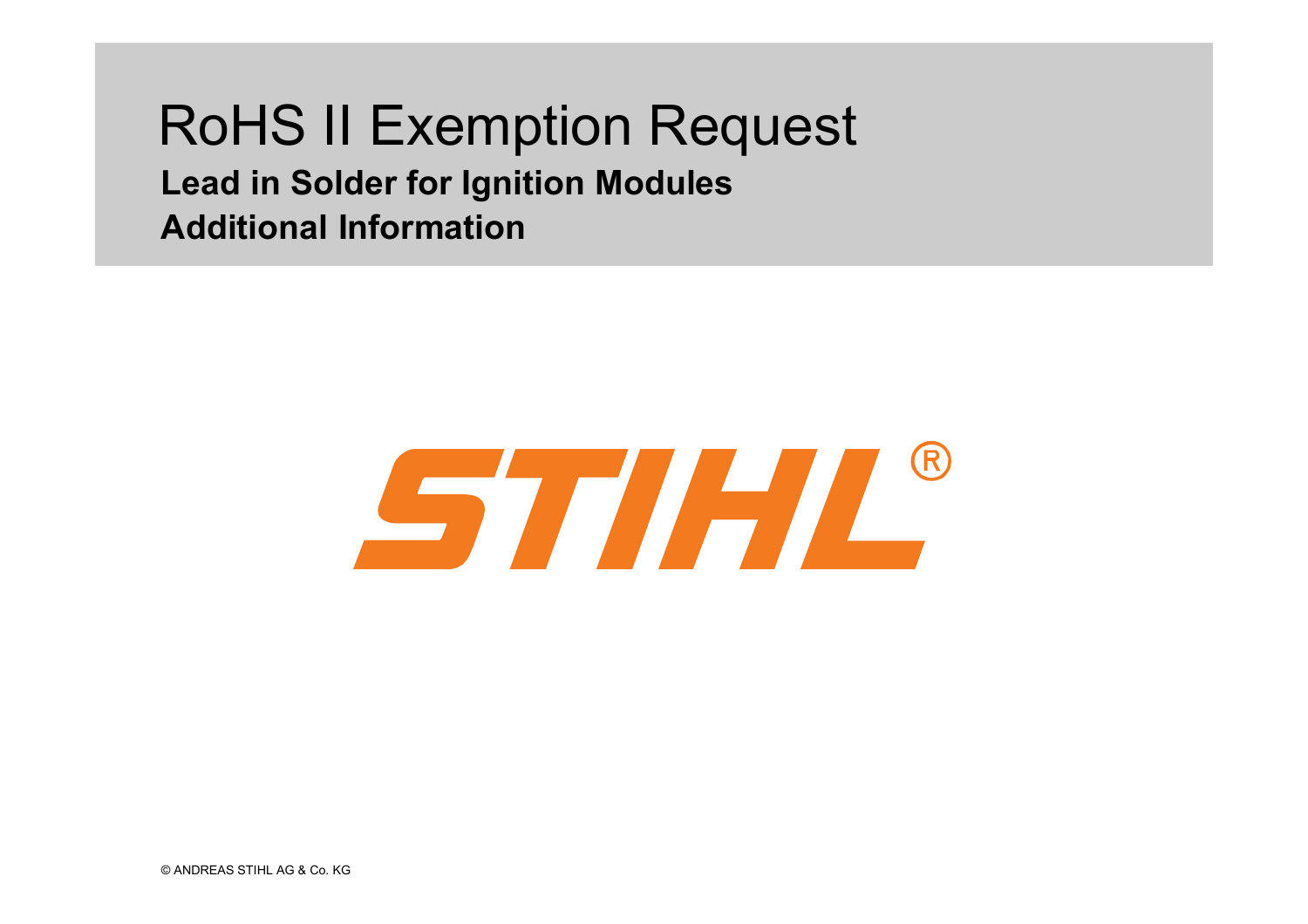# RoHS II Exemption Request

**Lead in Solder for Ignition Modules**

**Additional Information**

STIHL®

© ANDREAS STIHL AG & Co. KG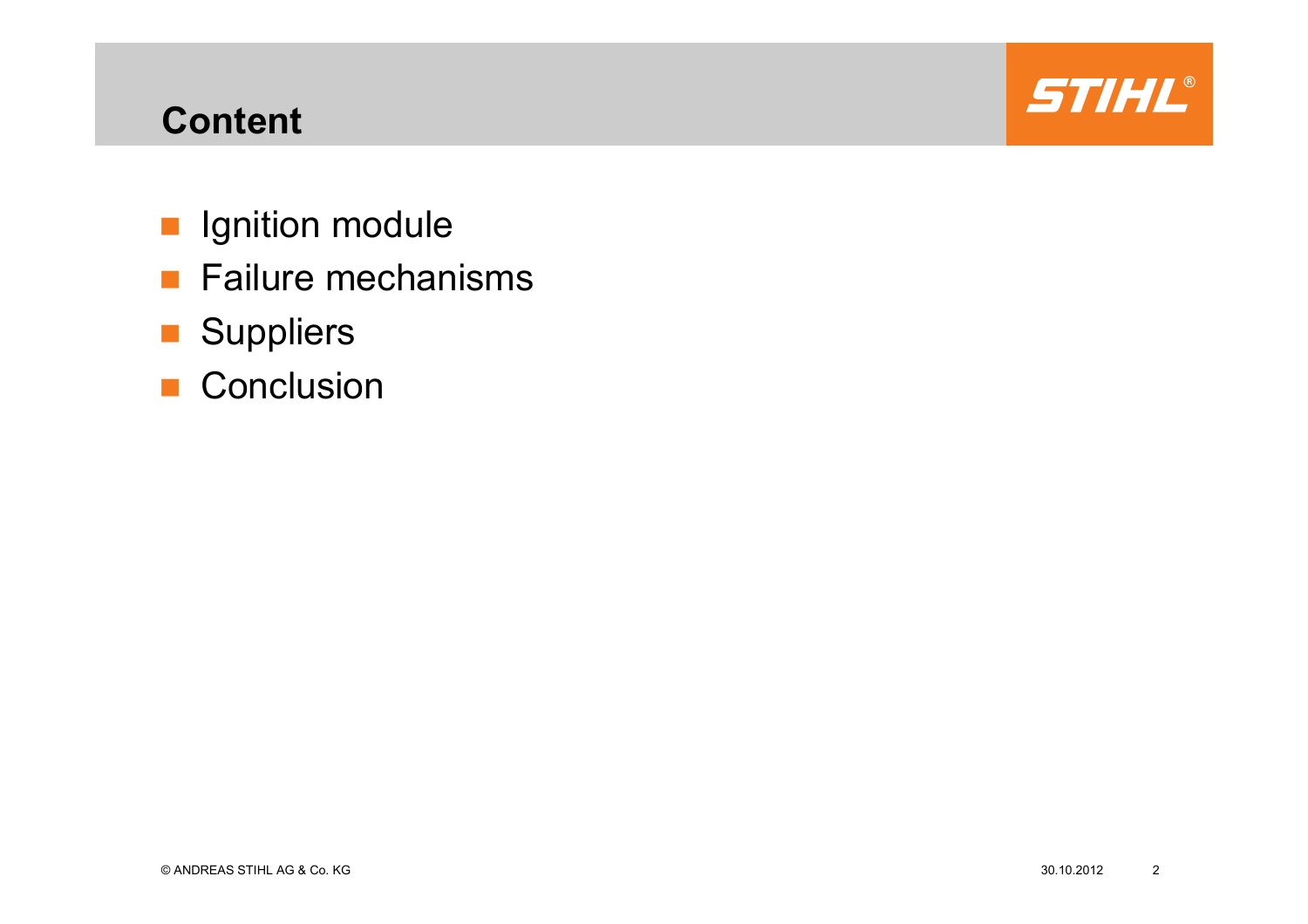# Content

- Ignition module
- Failure mechanisms
- Suppliers
- Conclusion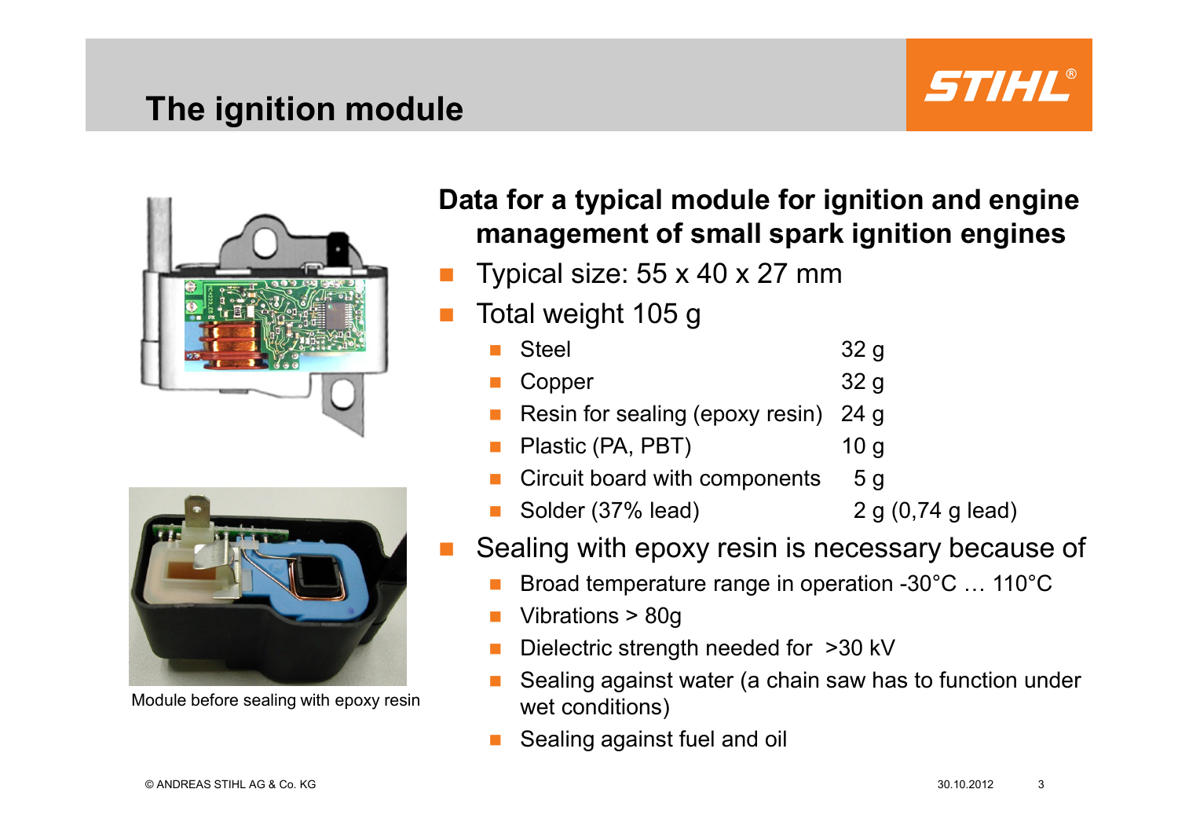# The ignition module

Module before sealing with epoxy resin

## Data for a typical module for ignition and engine management of small spark ignition engines

- Typical size: 55 x 40 x 27 mm
- Total weight 105 g
  - Steel 32 g
  - Copper 32 g
  - Resin for sealing (epoxy resin) 24 g
  - Plastic (PA, PBT) 10 g
  - Circuit board with components 5 g
  - Solder (37% lead) 2 g (0,74 g lead)
- Sealing with epoxy resin is necessary because of
  - Broad temperature range in operation -30°C … 110°C
  - Vibrations > 80g
  - Dielectric strength needed for >30 kV
  - Sealing against water (a chain saw has to function under wet conditions)
  - Sealing against fuel and oil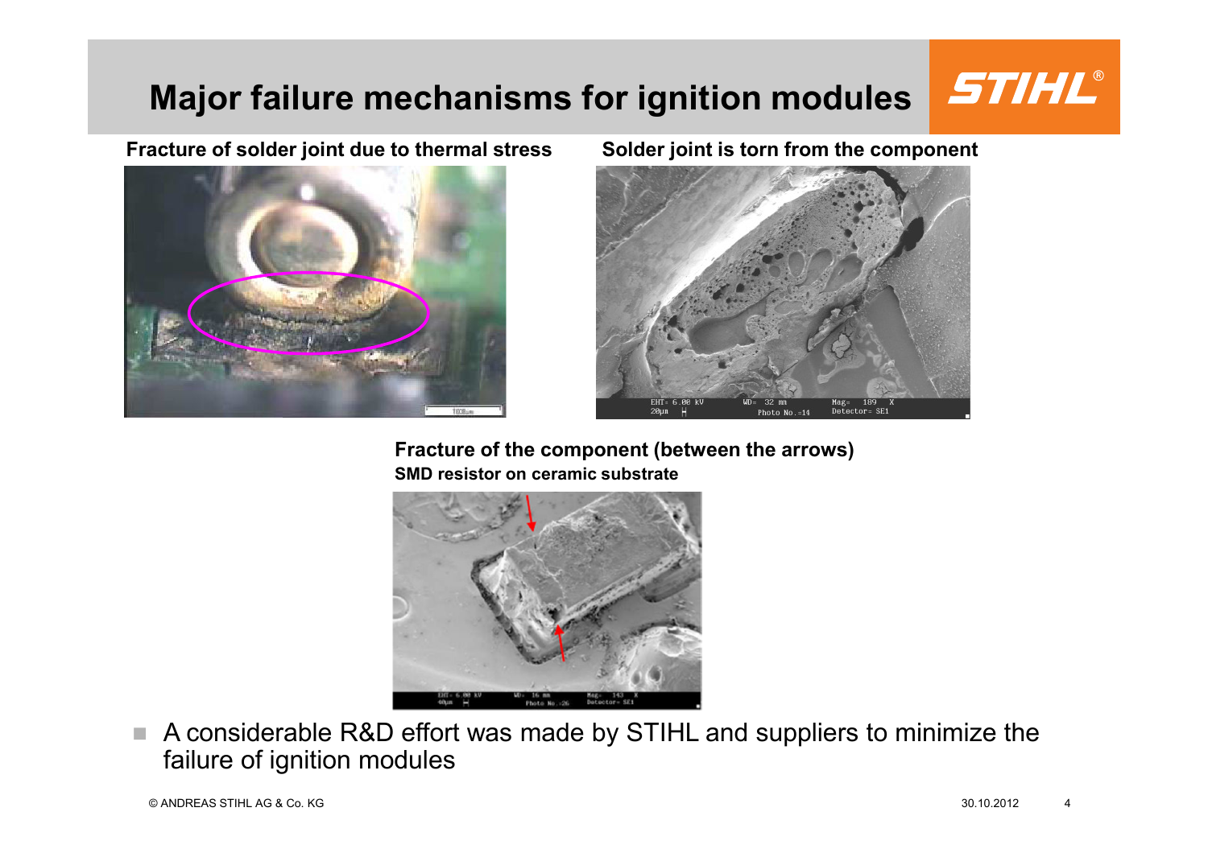# Major failure mechanisms for ignition modules

**Fracture of solder joint due to thermal stress**

**Solder joint is torn from the component**

**Fracture of the component (between the arrows)**
**SMD resistor on ceramic substrate**

- A considerable R&D effort was made by STIHL and suppliers to minimize the failure of ignition modules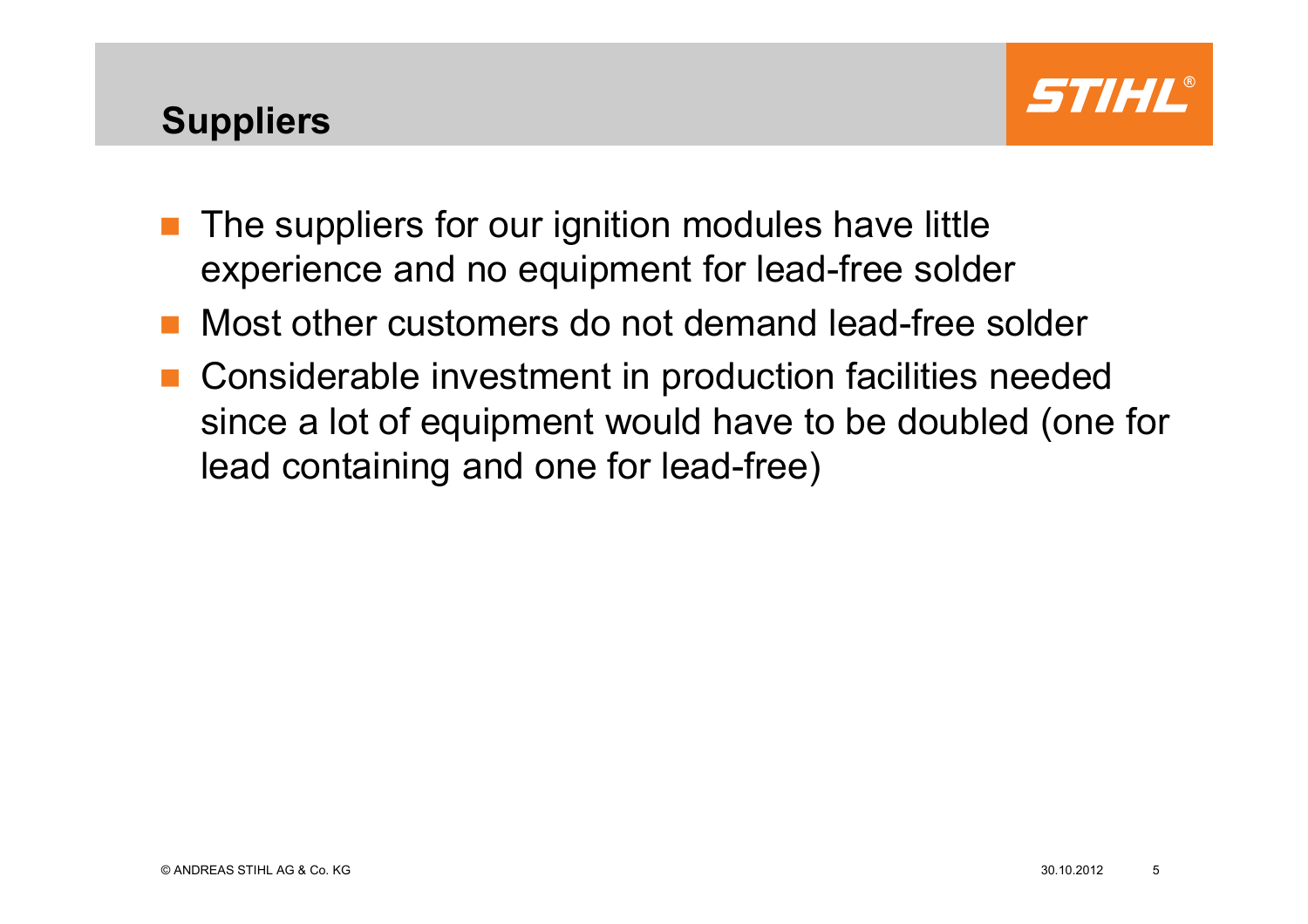## Suppliers

- The suppliers for our ignition modules have little experience and no equipment for lead-free solder
- Most other customers do not demand lead-free solder
- Considerable investment in production facilities needed since a lot of equipment would have to be doubled (one for lead containing and one for lead-free)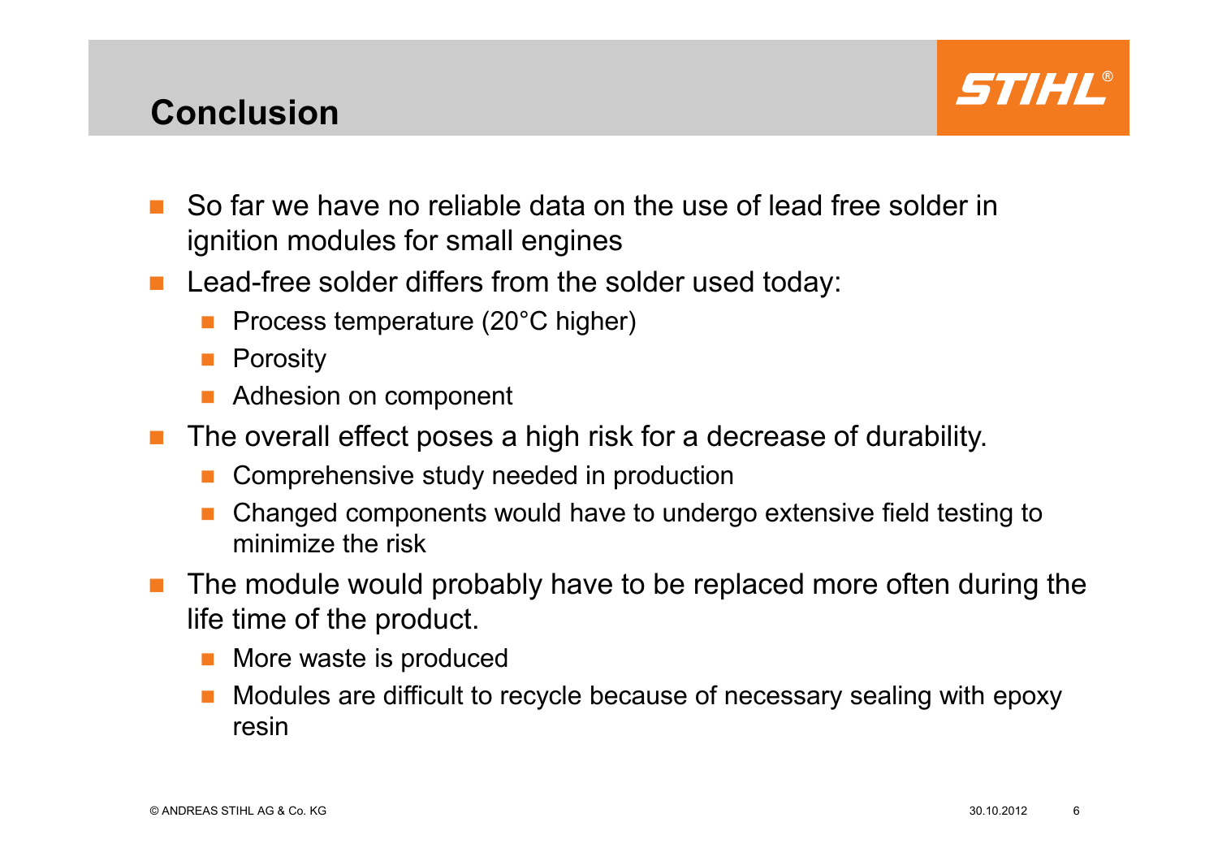# Conclusion

- So far we have no reliable data on the use of lead free solder in ignition modules for small engines
- Lead-free solder differs from the solder used today:
  - Process temperature (20°C higher)
  - Porosity
  - Adhesion on component
- The overall effect poses a high risk for a decrease of durability.
  - Comprehensive study needed in production
  - Changed components would have to undergo extensive field testing to minimize the risk
- The module would probably have to be replaced more often during the life time of the product.
  - More waste is produced
  - Modules are difficult to recycle because of necessary sealing with epoxy resin